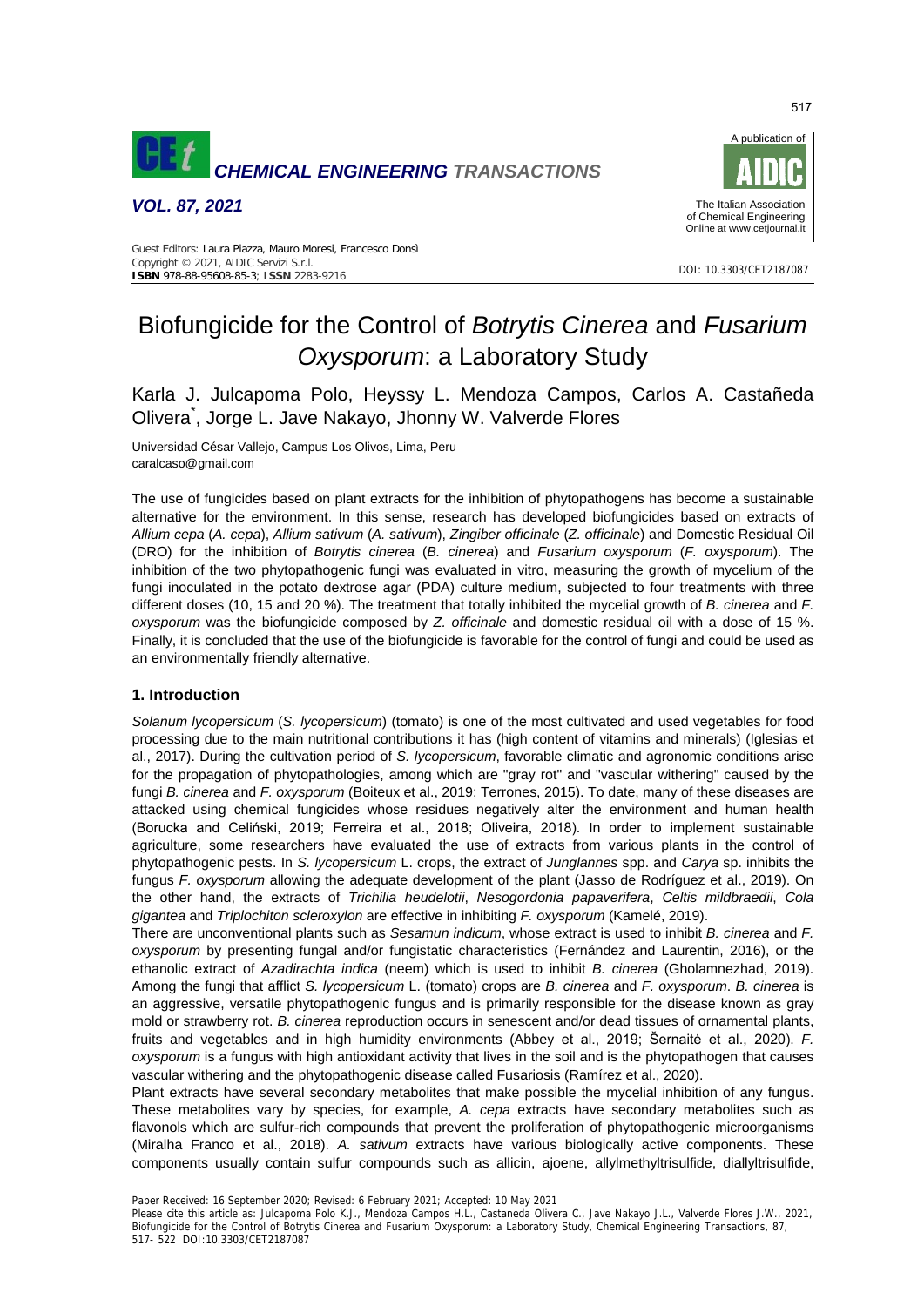# Biofungicide for the Control of *Botrytis Cinerea* and *Fusarium Oxysporum*: a Laboratory Study

Karla J. Julcapoma Polo, Heyssy L. Mendoza Campos, Carlos A. Castañeda Olivera*, Jorge L. Jave Nakayo, Jhonny W. Valverde Flores

Universidad César Vallejo, Campus Los Olivos, Lima, Peru
caralcaso@gmail.com

The use of fungicides based on plant extracts for the inhibition of phytopathogens has become a sustainable alternative for the environment. In this sense, research has developed biofungicides based on extracts of *Allium cepa* (*A. cepa*), *Allium sativum* (*A. sativum*), *Zingiber officinale* (*Z. officinale*) and Domestic Residual Oil (DRO) for the inhibition of *Botrytis cinerea* (*B. cinerea*) and *Fusarium oxysporum* (*F. oxysporum*). The inhibition of the two phytopathogenic fungi was evaluated in vitro, measuring the growth of mycelium of the fungi inoculated in the potato dextrose agar (PDA) culture medium, subjected to four treatments with three different doses (10, 15 and 20 %). The treatment that totally inhibited the mycelial growth of *B. cinerea* and *F. oxysporum* was the biofungicide composed by *Z. officinale* and domestic residual oil with a dose of 15 %. Finally, it is concluded that the use of the biofungicide is favorable for the control of fungi and could be used as an environmentally friendly alternative.

## 1. Introduction

*Solanum lycopersicum* (*S. lycopersicum*) (tomato) is one of the most cultivated and used vegetables for food processing due to the main nutritional contributions it has (high content of vitamins and minerals) (Iglesias et al., 2017). During the cultivation period of *S. lycopersicum*, favorable climatic and agronomic conditions arise for the propagation of phytopathologies, among which are "gray rot" and "vascular withering" caused by the fungi *B. cinerea* and *F. oxysporum* (Boiteux et al., 2019; Terrones, 2015). To date, many of these diseases are attacked using chemical fungicides whose residues negatively alter the environment and human health (Borucka and Celiński, 2019; Ferreira et al., 2018; Oliveira, 2018). In order to implement sustainable agriculture, some researchers have evaluated the use of extracts from various plants in the control of phytopathogenic pests. In *S. lycopersicum* L. crops, the extract of *Junglannes* spp. and *Carya* sp. inhibits the fungus *F. oxysporum* allowing the adequate development of the plant (Jasso de Rodríguez et al., 2019). On the other hand, the extracts of *Trichilia heudelotii*, *Nesogordonia papaverifera*, *Celtis mildbraedii*, *Cola gigantea* and *Triplochiton scleroxylon* are effective in inhibiting *F. oxysporum* (Kamelé, 2019).

There are unconventional plants such as *Sesamun indicum*, whose extract is used to inhibit *B. cinerea* and *F. oxysporum* by presenting fungal and/or fungistatic characteristics (Fernández and Laurentin, 2016), or the ethanolic extract of *Azadirachta indica* (neem) which is used to inhibit *B. cinerea* (Gholamnezhad, 2019). Among the fungi that afflict *S. lycopersicum* L. (tomato) crops are *B. cinerea* and *F. oxysporum*. *B. cinerea* is an aggressive, versatile phytopathogenic fungus and is primarily responsible for the disease known as gray mold or strawberry rot. *B. cinerea* reproduction occurs in senescent and/or dead tissues of ornamental plants, fruits and vegetables and in high humidity environments (Abbey et al., 2019; Šernaitė et al., 2020). *F. oxysporum* is a fungus with high antioxidant activity that lives in the soil and is the phytopathogen that causes vascular withering and the phytopathogenic disease called Fusariosis (Ramírez et al., 2020).

Plant extracts have several secondary metabolites that make possible the mycelial inhibition of any fungus. These metabolites vary by species, for example, *A. cepa* extracts have secondary metabolites such as flavonols which are sulfur-rich compounds that prevent the proliferation of phytopathogenic microorganisms (Miralha Franco et al., 2018). *A. sativum* extracts have various biologically active components. These components usually contain sulfur compounds such as allicin, ajoene, allylmethyltrisulfide, diallyltrisulfide,

Paper Received: 16 September 2020; Revised: 6 February 2021; Accepted: 10 May 2021

Please cite this article as: Julcapoma Polo K.J., Mendoza Campos H.L., Castaneda Olivera C., Jave Nakayo J.L., Valverde Flores J.W., 2021, Biofungicide for the Control of Botrytis Cinerea and Fusarium Oxysporum: a Laboratory Study, Chemical Engineering Transactions, 87, 517- 522 DOI:10.3303/CET2187087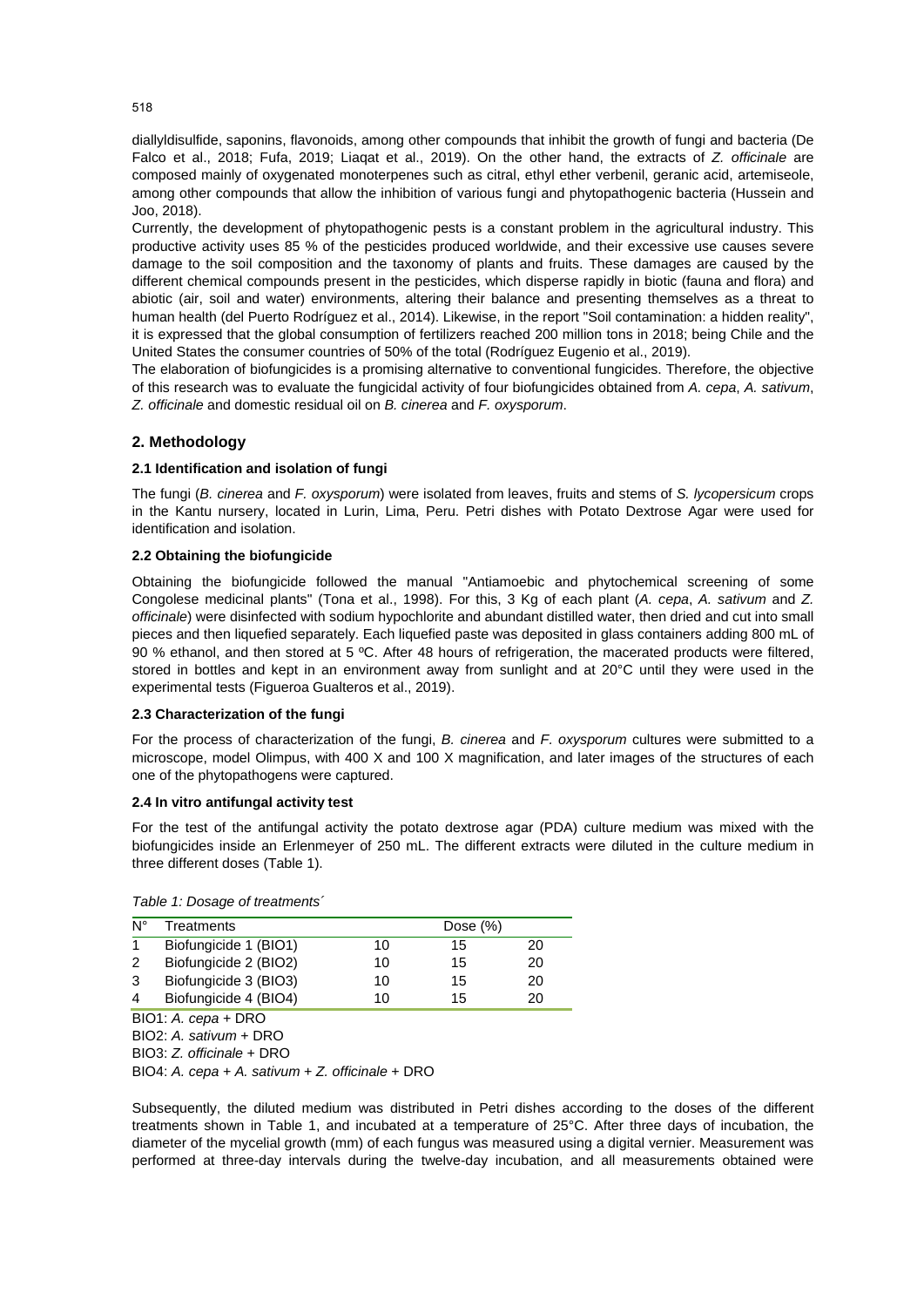diallyldisulfide, saponins, flavonoids, among other compounds that inhibit the growth of fungi and bacteria (De Falco et al., 2018; Fufa, 2019; Liaqat et al., 2019). On the other hand, the extracts of *Z. officinale* are composed mainly of oxygenated monoterpenes such as citral, ethyl ether verbenil, geranic acid, artemiseole, among other compounds that allow the inhibition of various fungi and phytopathogenic bacteria (Hussein and Joo, 2018).

Currently, the development of phytopathogenic pests is a constant problem in the agricultural industry. This productive activity uses 85 % of the pesticides produced worldwide, and their excessive use causes severe damage to the soil composition and the taxonomy of plants and fruits. These damages are caused by the different chemical compounds present in the pesticides, which disperse rapidly in biotic (fauna and flora) and abiotic (air, soil and water) environments, altering their balance and presenting themselves as a threat to human health (del Puerto Rodríguez et al., 2014). Likewise, in the report "Soil contamination: a hidden reality", it is expressed that the global consumption of fertilizers reached 200 million tons in 2018; being Chile and the United States the consumer countries of 50% of the total (Rodríguez Eugenio et al., 2019).

The elaboration of biofungicides is a promising alternative to conventional fungicides. Therefore, the objective of this research was to evaluate the fungicidal activity of four biofungicides obtained from *A. cepa*, *A. sativum*, *Z. officinale* and domestic residual oil on *B. cinerea* and *F. oxysporum*.

## 2. Methodology

### 2.1 Identification and isolation of fungi

The fungi (*B. cinerea* and *F. oxysporum*) were isolated from leaves, fruits and stems of *S. lycopersicum* crops in the Kantu nursery, located in Lurin, Lima, Peru. Petri dishes with Potato Dextrose Agar were used for identification and isolation.

### 2.2 Obtaining the biofungicide

Obtaining the biofungicide followed the manual "Antiamoebic and phytochemical screening of some Congolese medicinal plants" (Tona et al., 1998). For this, 3 Kg of each plant (*A. cepa*, *A. sativum* and *Z. officinale*) were disinfected with sodium hypochlorite and abundant distilled water, then dried and cut into small pieces and then liquefied separately. Each liquefied paste was deposited in glass containers adding 800 mL of 90 % ethanol, and then stored at 5 ºC. After 48 hours of refrigeration, the macerated products were filtered, stored in bottles and kept in an environment away from sunlight and at 20°C until they were used in the experimental tests (Figueroa Gualteros et al., 2019).

### 2.3 Characterization of the fungi

For the process of characterization of the fungi, *B. cinerea* and *F. oxysporum* cultures were submitted to a microscope, model Olimpus, with 400 X and 100 X magnification, and later images of the structures of each one of the phytopathogens were captured.

### 2.4 In vitro antifungal activity test

For the test of the antifungal activity the potato dextrose agar (PDA) culture medium was mixed with the biofungicides inside an Erlenmeyer of 250 mL. The different extracts were diluted in the culture medium in three different doses (Table 1).

*Table 1: Dosage of treatments´*

| N° | Treatments | Dose (%) | | |
|---|---|---|---|---|
| 1 | Biofungicide 1 (BIO1) | 10 | 15 | 20 |
| 2 | Biofungicide 2 (BIO2) | 10 | 15 | 20 |
| 3 | Biofungicide 3 (BIO3) | 10 | 15 | 20 |
| 4 | Biofungicide 4 (BIO4) | 10 | 15 | 20 |

BIO1: *A. cepa* + DRO
BIO2: *A. sativum* + DRO
BIO3: *Z. officinale* + DRO
BIO4: *A. cepa* + *A. sativum* + *Z. officinale* + DRO

Subsequently, the diluted medium was distributed in Petri dishes according to the doses of the different treatments shown in Table 1, and incubated at a temperature of 25°C. After three days of incubation, the diameter of the mycelial growth (mm) of each fungus was measured using a digital vernier. Measurement was performed at three-day intervals during the twelve-day incubation, and all measurements obtained were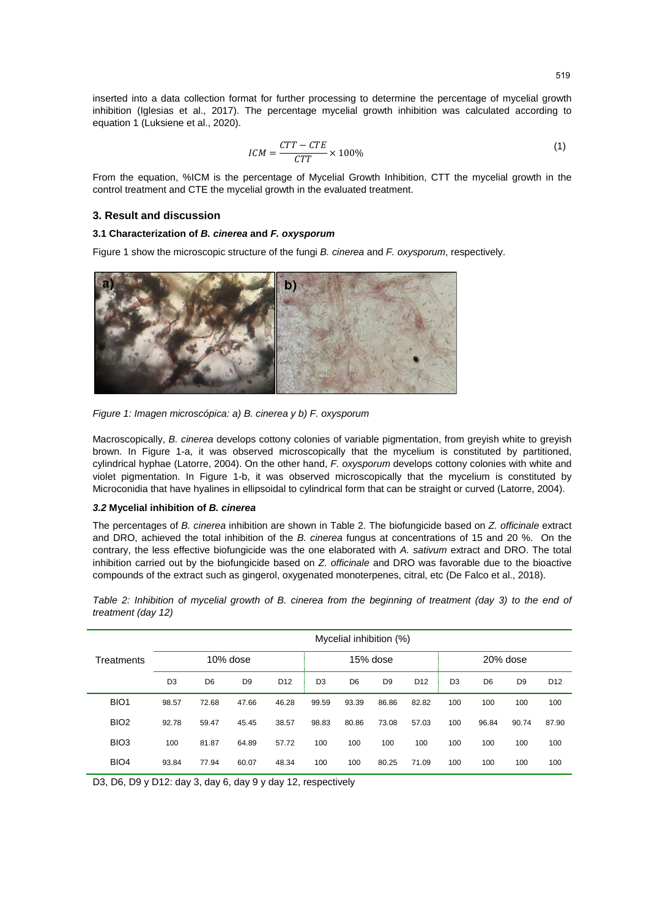inserted into a data collection format for further processing to determine the percentage of mycelial growth inhibition (Iglesias et al., 2017). The percentage mycelial growth inhibition was calculated according to equation 1 (Luksiene et al., 2020).

$$ICM = \frac{CTT - CTE}{CTT} \times 100\% \tag{1}$$

From the equation, %ICM is the percentage of Mycelial Growth Inhibition, CTT the mycelial growth in the control treatment and CTE the mycelial growth in the evaluated treatment.

## 3. Result and discussion

### 3.1 Characterization of *B. cinerea* and *F. oxysporum*

Figure 1 show the microscopic structure of the fungi *B. cinerea* and *F. oxysporum*, respectively.

*Figure 1: Imagen microscópica: a) B. cinerea y b) F. oxysporum*

Macroscopically, *B. cinerea* develops cottony colonies of variable pigmentation, from greyish white to greyish brown. In Figure 1-a, it was observed microscopically that the mycelium is constituted by partitioned, cylindrical hyphae (Latorre, 2004). On the other hand, *F. oxysporum* develops cottony colonies with white and violet pigmentation. In Figure 1-b, it was observed microscopically that the mycelium is constituted by Microconidia that have hyalines in ellipsoidal to cylindrical form that can be straight or curved (Latorre, 2004).

### *3.2* Mycelial inhibition of *B. cinerea*

The percentages of *B. cinerea* inhibition are shown in Table 2. The biofungicide based on *Z. officinale* extract and DRO, achieved the total inhibition of the *B. cinerea* fungus at concentrations of 15 and 20 %. On the contrary, the less effective biofungicide was the one elaborated with *A. sativum* extract and DRO. The total inhibition carried out by the biofungicide based on *Z. officinale* and DRO was favorable due to the bioactive compounds of the extract such as gingerol, oxygenated monoterpenes, citral, etc (De Falco et al., 2018).

*Table 2: Inhibition of mycelial growth of B. cinerea from the beginning of treatment (day 3) to the end of treatment (day 12)*

| Treatments | Mycelial inhibition (%) | | | | | | | | | | | |
|---|---|---|---|---|---|---|---|---|---|---|---|---|
| | 10% dose | | | | 15% dose | | | | 20% dose | | | |
| | D3 | D6 | D9 | D12 | D3 | D6 | D9 | D12 | D3 | D6 | D9 | D12 |
| BIO1 | 98.57 | 72.68 | 47.66 | 46.28 | 99.59 | 93.39 | 86.86 | 82.82 | 100 | 100 | 100 | 100 |
| BIO2 | 92.78 | 59.47 | 45.45 | 38.57 | 98.83 | 80.86 | 73.08 | 57.03 | 100 | 96.84 | 90.74 | 87.90 |
| BIO3 | 100 | 81.87 | 64.89 | 57.72 | 100 | 100 | 100 | 100 | 100 | 100 | 100 | 100 |
| BIO4 | 93.84 | 77.94 | 60.07 | 48.34 | 100 | 100 | 80.25 | 71.09 | 100 | 100 | 100 | 100 |

D3, D6, D9 y D12: day 3, day 6, day 9 y day 12, respectively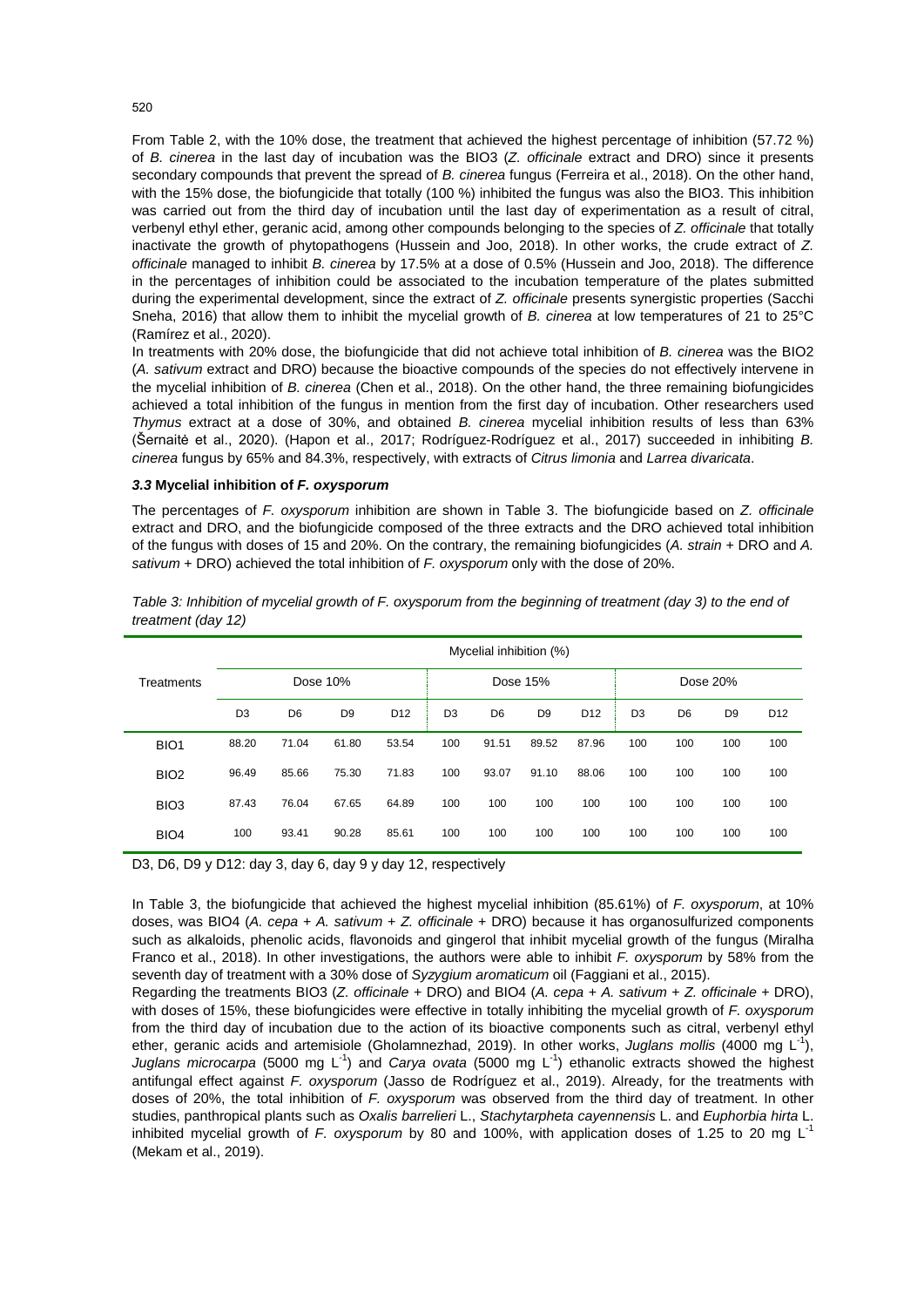From Table 2, with the 10% dose, the treatment that achieved the highest percentage of inhibition (57.72 %) of *B. cinerea* in the last day of incubation was the BIO3 (*Z. officinale* extract and DRO) since it presents secondary compounds that prevent the spread of *B. cinerea* fungus (Ferreira et al., 2018). On the other hand, with the 15% dose, the biofungicide that totally (100 %) inhibited the fungus was also the BIO3. This inhibition was carried out from the third day of incubation until the last day of experimentation as a result of citral, verbenyl ethyl ether, geranic acid, among other compounds belonging to the species of *Z. officinale* that totally inactivate the growth of phytopathogens (Hussein and Joo, 2018). In other works, the crude extract of *Z. officinale* managed to inhibit *B. cinerea* by 17.5% at a dose of 0.5% (Hussein and Joo, 2018). The difference in the percentages of inhibition could be associated to the incubation temperature of the plates submitted during the experimental development, since the extract of *Z. officinale* presents synergistic properties (Sacchi Sneha, 2016) that allow them to inhibit the mycelial growth of *B. cinerea* at low temperatures of 21 to 25°C (Ramírez et al., 2020).

In treatments with 20% dose, the biofungicide that did not achieve total inhibition of *B. cinerea* was the BIO2 (*A. sativum* extract and DRO) because the bioactive compounds of the species do not effectively intervene in the mycelial inhibition of *B. cinerea* (Chen et al., 2018). On the other hand, the three remaining biofungicides achieved a total inhibition of the fungus in mention from the first day of incubation. Other researchers used *Thymus* extract at a dose of 30%, and obtained *B. cinerea* mycelial inhibition results of less than 63% (Šernaitė et al., 2020). (Hapon et al., 2017; Rodríguez-Rodríguez et al., 2017) succeeded in inhibiting *B. cinerea* fungus by 65% and 84.3%, respectively, with extracts of *Citrus limonia* and *Larrea divaricata*.

### *3.3* Mycelial inhibition of *F. oxysporum*

The percentages of *F. oxysporum* inhibition are shown in Table 3. The biofungicide based on *Z. officinale* extract and DRO, and the biofungicide composed of the three extracts and the DRO achieved total inhibition of the fungus with doses of 15 and 20%. On the contrary, the remaining biofungicides (*A. strain* + DRO and *A. sativum* + DRO) achieved the total inhibition of *F. oxysporum* only with the dose of 20%.

*Table 3: Inhibition of mycelial growth of F. oxysporum from the beginning of treatment (day 3) to the end of treatment (day 12)*

| Treatments | Mycelial inhibition (%) | | | | | | | | | | | |
|---|---|---|---|---|---|---|---|---|---|---|---|---|
| | Dose 10% | | | | Dose 15% | | | | Dose 20% | | | |
| | D3 | D6 | D9 | D12 | D3 | D6 | D9 | D12 | D3 | D6 | D9 | D12 |
| BIO1 | 88.20 | 71.04 | 61.80 | 53.54 | 100 | 91.51 | 89.52 | 87.96 | 100 | 100 | 100 | 100 |
| BIO2 | 96.49 | 85.66 | 75.30 | 71.83 | 100 | 93.07 | 91.10 | 88.06 | 100 | 100 | 100 | 100 |
| BIO3 | 87.43 | 76.04 | 67.65 | 64.89 | 100 | 100 | 100 | 100 | 100 | 100 | 100 | 100 |
| BIO4 | 100 | 93.41 | 90.28 | 85.61 | 100 | 100 | 100 | 100 | 100 | 100 | 100 | 100 |

D3, D6, D9 y D12: day 3, day 6, day 9 y day 12, respectively

In Table 3, the biofungicide that achieved the highest mycelial inhibition (85.61%) of *F. oxysporum*, at 10% doses, was BIO4 (*A. cepa* + *A. sativum* + *Z. officinale* + DRO) because it has organosulfurized components such as alkaloids, phenolic acids, flavonoids and gingerol that inhibit mycelial growth of the fungus (Miralha Franco et al., 2018). In other investigations, the authors were able to inhibit *F. oxysporum* by 58% from the seventh day of treatment with a 30% dose of *Syzygium aromaticum* oil (Faggiani et al., 2015).

Regarding the treatments BIO3 (*Z. officinale* + DRO) and BIO4 (*A. cepa* + *A. sativum* + *Z. officinale* + DRO), with doses of 15%, these biofungicides were effective in totally inhibiting the mycelial growth of *F. oxysporum* from the third day of incubation due to the action of its bioactive components such as citral, verbenyl ethyl ether, geranic acids and artemisiole (Gholamnezhad, 2019). In other works, *Juglans mollis* (4000 mg $L^{-1}$), *Juglans microcarpa* (5000 mg $L^{-1}$) and *Carya ovata* (5000 mg $L^{-1}$) ethanolic extracts showed the highest antifungal effect against *F. oxysporum* (Jasso de Rodríguez et al., 2019). Already, for the treatments with doses of 20%, the total inhibition of *F. oxysporum* was observed from the third day of treatment. In other studies, panthropical plants such as *Oxalis barrelieri* L., *Stachytarpheta cayennensis* L. and *Euphorbia hirta* L. inhibited mycelial growth of *F. oxysporum* by 80 and 100%, with application doses of 1.25 to 20 mg $L^{-1}$ (Mekam et al., 2019).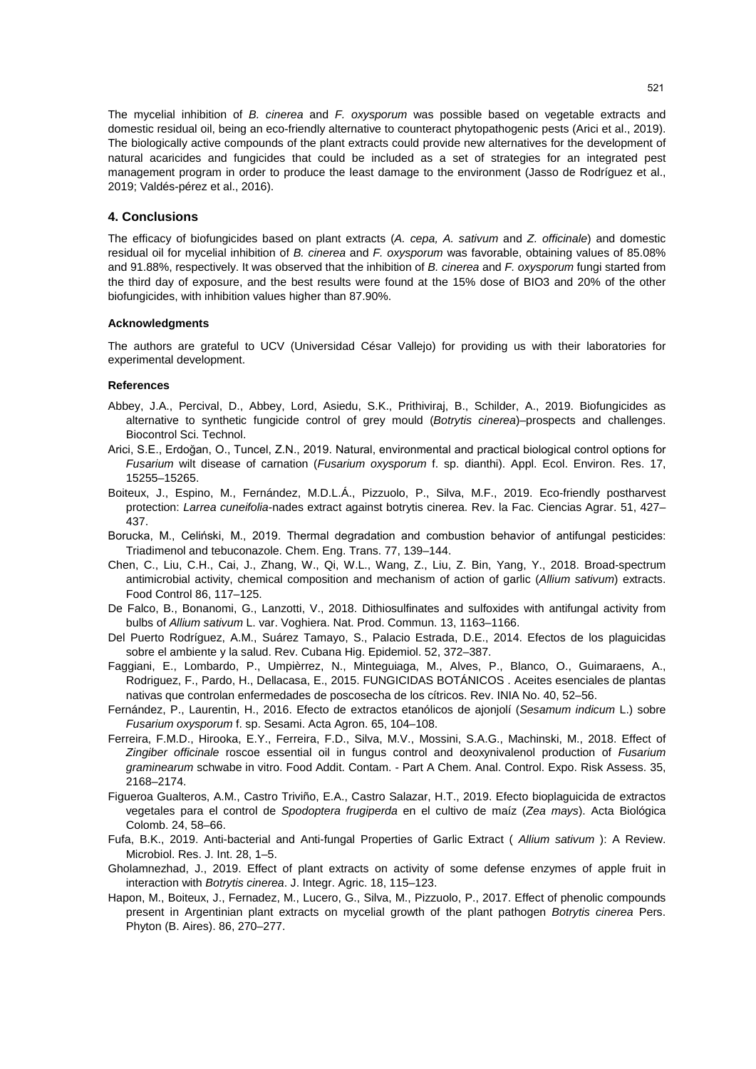The mycelial inhibition of *B. cinerea* and *F. oxysporum* was possible based on vegetable extracts and domestic residual oil, being an eco-friendly alternative to counteract phytopathogenic pests (Arici et al., 2019). The biologically active compounds of the plant extracts could provide new alternatives for the development of natural acaricides and fungicides that could be included as a set of strategies for an integrated pest management program in order to produce the least damage to the environment (Jasso de Rodríguez et al., 2019; Valdés-pérez et al., 2016).

## 4. Conclusions

The efficacy of biofungicides based on plant extracts (*A. cepa, A. sativum* and *Z. officinale*) and domestic residual oil for mycelial inhibition of *B. cinerea* and *F. oxysporum* was favorable, obtaining values of 85.08% and 91.88%, respectively. It was observed that the inhibition of *B. cinerea* and *F. oxysporum* fungi started from the third day of exposure, and the best results were found at the 15% dose of BIO3 and 20% of the other biofungicides, with inhibition values higher than 87.90%.

### Acknowledgments

The authors are grateful to UCV (Universidad César Vallejo) for providing us with their laboratories for experimental development.

### References

Abbey, J.A., Percival, D., Abbey, Lord, Asiedu, S.K., Prithiviraj, B., Schilder, A., 2019. Biofungicides as alternative to synthetic fungicide control of grey mould (*Botrytis cinerea*)–prospects and challenges. Biocontrol Sci. Technol.

Arici, S.E., Erdoğan, O., Tuncel, Z.N., 2019. Natural, environmental and practical biological control options for *Fusarium* wilt disease of carnation (*Fusarium oxysporum* f. sp. dianthi). Appl. Ecol. Environ. Res. 17, 15255–15265.

Boiteux, J., Espino, M., Fernández, M.D.L.Á., Pizzuolo, P., Silva, M.F., 2019. Eco-friendly postharvest protection: *Larrea cuneifolia*-nades extract against botrytis cinerea. Rev. la Fac. Ciencias Agrar. 51, 427–437.

Borucka, M., Celiński, M., 2019. Thermal degradation and combustion behavior of antifungal pesticides: Triadimenol and tebuconazole. Chem. Eng. Trans. 77, 139–144.

Chen, C., Liu, C.H., Cai, J., Zhang, W., Qi, W.L., Wang, Z., Liu, Z. Bin, Yang, Y., 2018. Broad-spectrum antimicrobial activity, chemical composition and mechanism of action of garlic (*Allium sativum*) extracts. Food Control 86, 117–125.

De Falco, B., Bonanomi, G., Lanzotti, V., 2018. Dithiosulfinates and sulfoxides with antifungal activity from bulbs of *Allium sativum* L. var. Voghiera. Nat. Prod. Commun. 13, 1163–1166.

Del Puerto Rodríguez, A.M., Suárez Tamayo, S., Palacio Estrada, D.E., 2014. Efectos de los plaguicidas sobre el ambiente y la salud. Rev. Cubana Hig. Epidemiol. 52, 372–387.

Faggiani, E., Lombardo, P., Umpièrrez, N., Minteguiaga, M., Alves, P., Blanco, O., Guimaraens, A., Rodriguez, F., Pardo, H., Dellacasa, E., 2015. FUNGICIDAS BOTÁNICOS . Aceites esenciales de plantas nativas que controlan enfermedades de poscosecha de los cítricos. Rev. INIA No. 40, 52–56.

Fernández, P., Laurentin, H., 2016. Efecto de extractos etanólicos de ajonjolí (*Sesamum indicum* L.) sobre *Fusarium oxysporum* f. sp. Sesami. Acta Agron. 65, 104–108.

Ferreira, F.M.D., Hirooka, E.Y., Ferreira, F.D., Silva, M.V., Mossini, S.A.G., Machinski, M., 2018. Effect of *Zingiber officinale* roscoe essential oil in fungus control and deoxynivalenol production of *Fusarium graminearum* schwabe in vitro. Food Addit. Contam. - Part A Chem. Anal. Control. Expo. Risk Assess. 35, 2168–2174.

Figueroa Gualteros, A.M., Castro Triviño, E.A., Castro Salazar, H.T., 2019. Efecto bioplaguicida de extractos vegetales para el control de *Spodoptera frugiperda* en el cultivo de maíz (*Zea mays*). Acta Biológica Colomb. 24, 58–66.

Fufa, B.K., 2019. Anti-bacterial and Anti-fungal Properties of Garlic Extract ( *Allium sativum* ): A Review. Microbiol. Res. J. Int. 28, 1–5.

Gholamnezhad, J., 2019. Effect of plant extracts on activity of some defense enzymes of apple fruit in interaction with *Botrytis cinerea*. J. Integr. Agric. 18, 115–123.

Hapon, M., Boiteux, J., Fernadez, M., Lucero, G., Silva, M., Pizzuolo, P., 2017. Effect of phenolic compounds present in Argentinian plant extracts on mycelial growth of the plant pathogen *Botrytis cinerea* Pers. Phyton (B. Aires). 86, 270–277.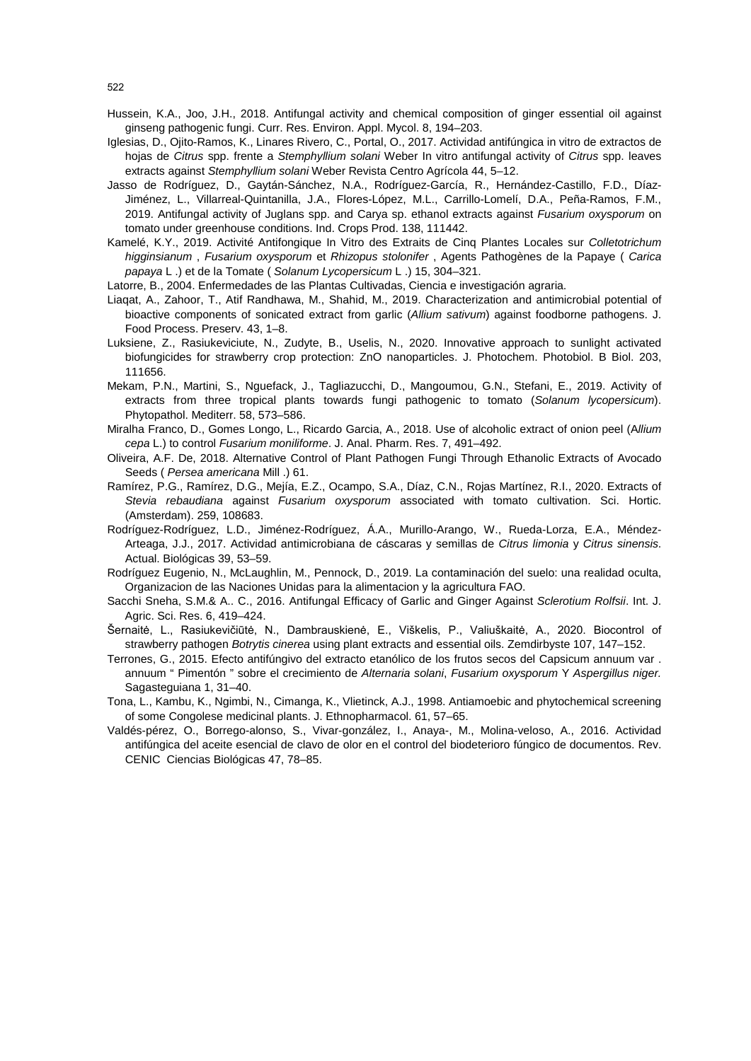Hussein, K.A., Joo, J.H., 2018. Antifungal activity and chemical composition of ginger essential oil against ginseng pathogenic fungi. Curr. Res. Environ. Appl. Mycol. 8, 194–203.

Iglesias, D., Ojito-Ramos, K., Linares Rivero, C., Portal, O., 2017. Actividad antifúngica in vitro de extractos de hojas de *Citrus* spp. frente a *Stemphyllium solani* Weber In vitro antifungal activity of *Citrus* spp. leaves extracts against *Stemphyllium solani* Weber Revista Centro Agrícola 44, 5–12.

Jasso de Rodríguez, D., Gaytán-Sánchez, N.A., Rodríguez-García, R., Hernández-Castillo, F.D., Díaz-Jiménez, L., Villarreal-Quintanilla, J.A., Flores-López, M.L., Carrillo-Lomelí, D.A., Peña-Ramos, F.M., 2019. Antifungal activity of Juglans spp. and Carya sp. ethanol extracts against *Fusarium oxysporum* on tomato under greenhouse conditions. Ind. Crops Prod. 138, 111442.

Kamelé, K.Y., 2019. Activité Antifongique In Vitro des Extraits de Cinq Plantes Locales sur *Colletotrichum higginsianum* , *Fusarium oxysporum* et *Rhizopus stolonifer* , Agents Pathogènes de la Papaye ( *Carica papaya* L .) et de la Tomate ( *Solanum Lycopersicum* L .) 15, 304–321.

Latorre, B., 2004. Enfermedades de las Plantas Cultivadas, Ciencia e investigación agraria.

Liaqat, A., Zahoor, T., Atif Randhawa, M., Shahid, M., 2019. Characterization and antimicrobial potential of bioactive components of sonicated extract from garlic (*Allium sativum*) against foodborne pathogens. J. Food Process. Preserv. 43, 1–8.

Luksiene, Z., Rasiukeviciute, N., Zudyte, B., Uselis, N., 2020. Innovative approach to sunlight activated biofungicides for strawberry crop protection: ZnO nanoparticles. J. Photochem. Photobiol. B Biol. 203, 111656.

Mekam, P.N., Martini, S., Nguefack, J., Tagliazucchi, D., Mangoumou, G.N., Stefani, E., 2019. Activity of extracts from three tropical plants towards fungi pathogenic to tomato (*Solanum lycopersicum*). Phytopathol. Mediterr. 58, 573–586.

Miralha Franco, D., Gomes Longo, L., Ricardo Garcia, A., 2018. Use of alcoholic extract of onion peel (*Allium cepa* L.) to control *Fusarium moniliforme*. J. Anal. Pharm. Res. 7, 491–492.

Oliveira, A.F. De, 2018. Alternative Control of Plant Pathogen Fungi Through Ethanolic Extracts of Avocado Seeds ( *Persea americana* Mill .) 61.

Ramírez, P.G., Ramírez, D.G., Mejía, E.Z., Ocampo, S.A., Díaz, C.N., Rojas Martínez, R.I., 2020. Extracts of *Stevia rebaudiana* against *Fusarium oxysporum* associated with tomato cultivation. Sci. Hortic. (Amsterdam). 259, 108683.

Rodríguez-Rodríguez, L.D., Jiménez-Rodríguez, Á.A., Murillo-Arango, W., Rueda-Lorza, E.A., Méndez-Arteaga, J.J., 2017. Actividad antimicrobiana de cáscaras y semillas de *Citrus limonia* y *Citrus sinensis*. Actual. Biológicas 39, 53–59.

Rodríguez Eugenio, N., McLaughlin, M., Pennock, D., 2019. La contaminación del suelo: una realidad oculta, Organizacion de las Naciones Unidas para la alimentacion y la agricultura FAO.

Sacchi Sneha, S.M.& A.. C., 2016. Antifungal Efficacy of Garlic and Ginger Against *Sclerotium Rolfsii*. Int. J. Agric. Sci. Res. 6, 419–424.

Šernaitė, L., Rasiukevičiūtė, N., Dambrauskienė, E., Viškelis, P., Valiuškaitė, A., 2020. Biocontrol of strawberry pathogen *Botrytis cinerea* using plant extracts and essential oils. Zemdirbyste 107, 147–152.

Terrones, G., 2015. Efecto antifúngivo del extracto etanólico de los frutos secos del Capsicum annuum var . annuum " Pimentón " sobre el crecimiento de *Alternaria solani*, *Fusarium oxysporum* Y *Aspergillus niger.* Sagasteguiana 1, 31–40.

Tona, L., Kambu, K., Ngimbi, N., Cimanga, K., Vlietinck, A.J., 1998. Antiamoebic and phytochemical screening of some Congolese medicinal plants. J. Ethnopharmacol. 61, 57–65.

Valdés-pérez, O., Borrego-alonso, S., Vivar-gonzález, I., Anaya-, M., Molina-veloso, A., 2016. Actividad antifúngica del aceite esencial de clavo de olor en el control del biodeterioro fúngico de documentos. Rev. CENIC Ciencias Biológicas 47, 78–85.